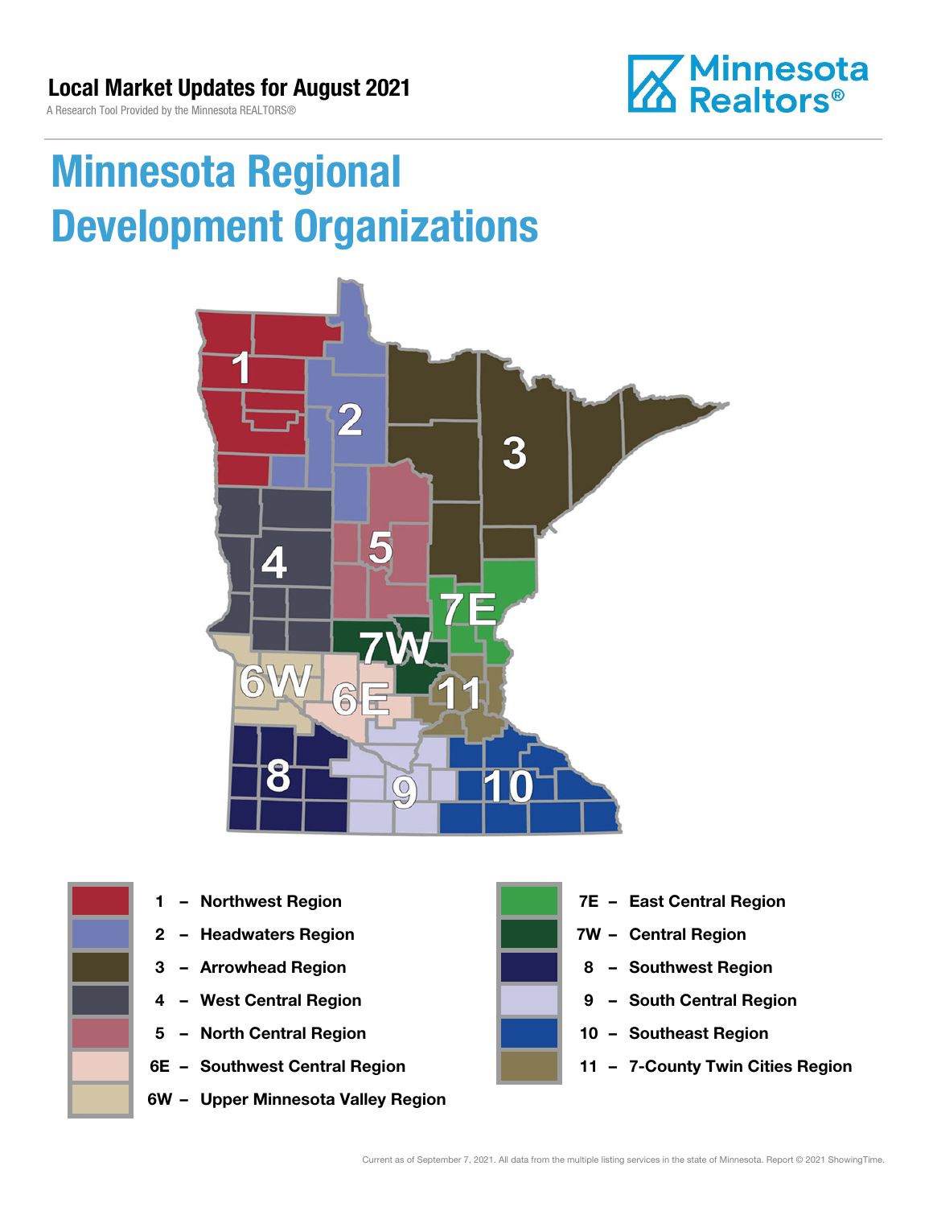# Local Market Updates for August 2021

A Research Tool Provided by the Minnesota REALTORS®

Minnesota Realtors®

## Minnesota Regional Development Organizations

- 1 – Northwest Region
- 2 – Headwaters Region
- 3 – Arrowhead Region
- 4 – West Central Region
- 5 – North Central Region
- 6E – Southwest Central Region
- 6W – Upper Minnesota Valley Region
- 7E – East Central Region
- 7W – Central Region
- 8 – Southwest Region
- 9 – South Central Region
- 10 – Southeast Region
- 11 – 7-County Twin Cities Region

Current as of September 7, 2021. All data from the multiple listing services in the state of Minnesota. Report © 2021 ShowingTime.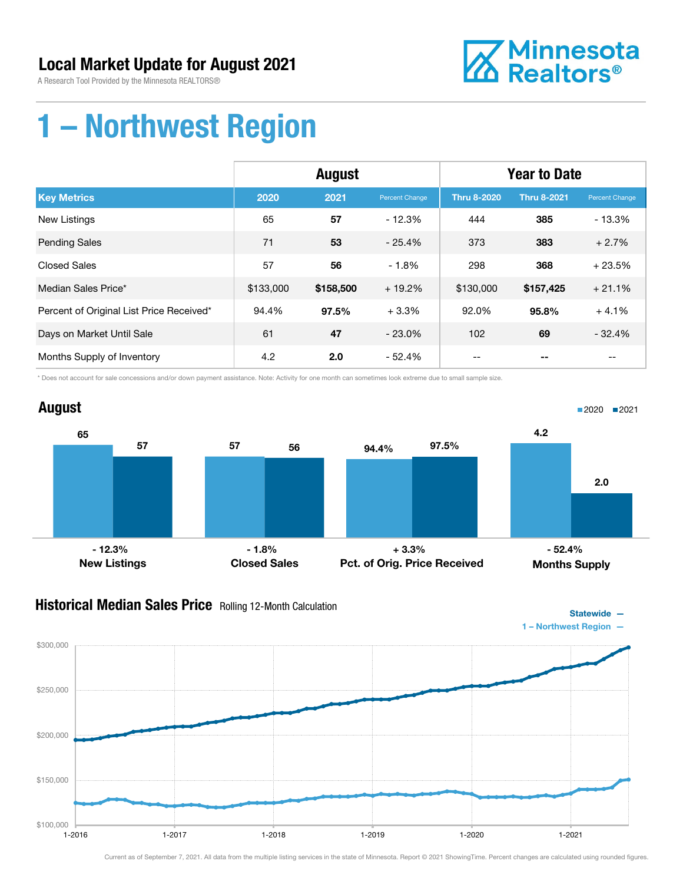# Local Market Update for August 2021

A Research Tool Provided by the Minnesota REALTORS®

# 1 – Northwest Region

| | August | | | Year to Date | | |
|---|---|---|---|---|---|---|
| **Key Metrics** | **2020** | **2021** | **Percent Change** | **Thru 8-2020** | **Thru 8-2021** | **Percent Change** |
| New Listings | 65 | **57** | - 12.3% | 444 | **385** | - 13.3% |
| Pending Sales | 71 | **53** | - 25.4% | 373 | **383** | + 2.7% |
| Closed Sales | 57 | **56** | - 1.8% | 298 | **368** | + 23.5% |
| Median Sales Price* | $133,000 | **$158,500** | + 19.2% | $130,000 | **$157,425** | + 21.1% |
| Percent of Original List Price Received* | 94.4% | **97.5%** | + 3.3% | 92.0% | **95.8%** | + 4.1% |
| Days on Market Until Sale | 61 | **47** | - 23.0% | 102 | **69** | - 32.4% |
| Months Supply of Inventory | 4.2 | **2.0** | - 52.4% | -- | **--** | -- |

\* Does not account for sale concessions and/or down payment assistance. Note: Activity for one month can sometimes look extreme due to small sample size.

## August

| | 2020 | 2021 | Change |
|---|---|---|---|
| New Listings | 65 | 57 | - 12.3% |
| Closed Sales | 57 | 56 | - 1.8% |
| Pct. of Orig. Price Received | 94.4% | 97.5% | + 3.3% |
| Months Supply | 4.2 | 2.0 | - 52.4% |

## Historical Median Sales Price

Rolling 12-Month Calculation

Statewide —
1 – Northwest Region —

Current as of September 7, 2021. All data from the multiple listing services in the state of Minnesota. Report © 2021 ShowingTime. Percent changes are calculated using rounded figures.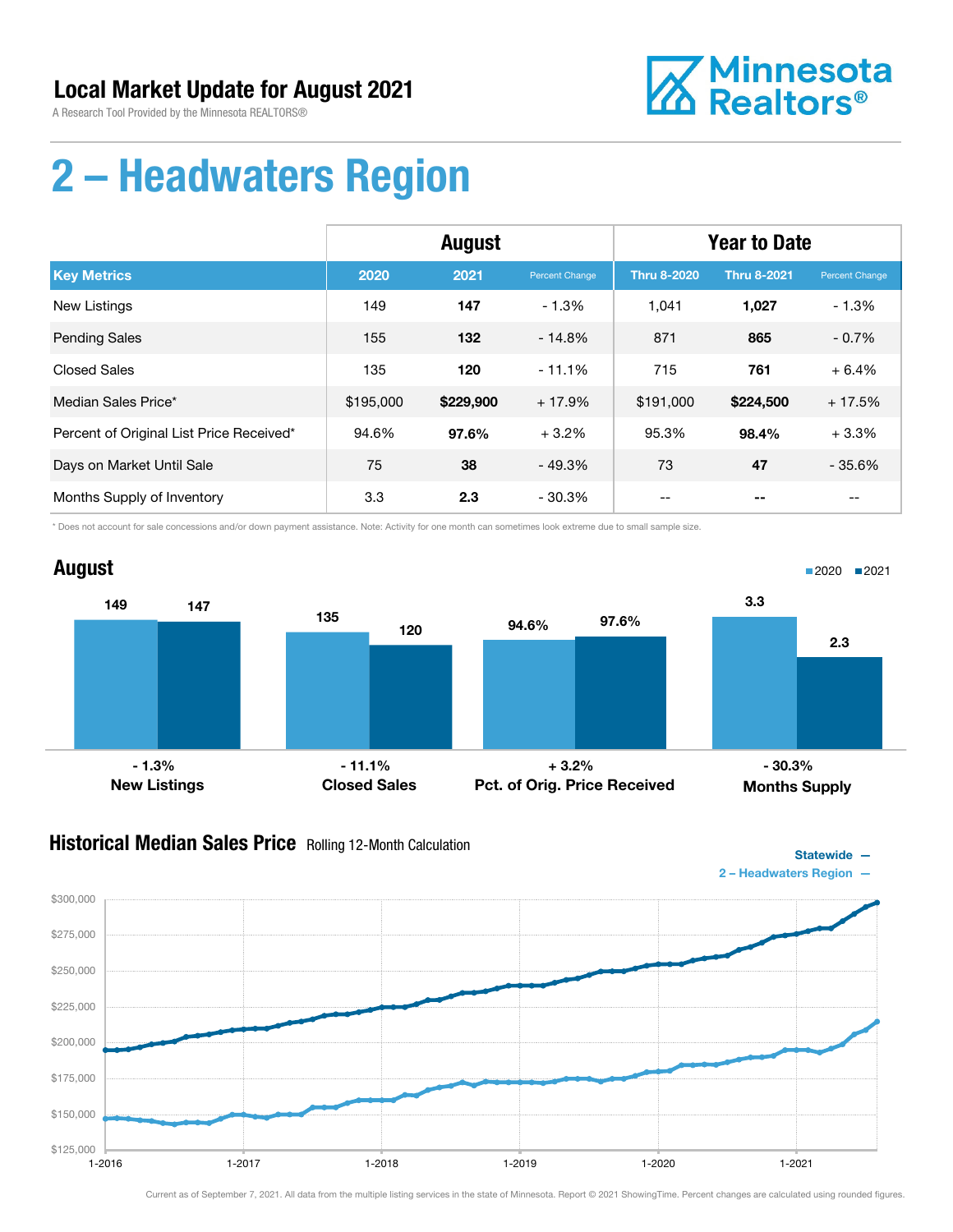# Local Market Update for August 2021

A Research Tool Provided by the Minnesota REALTORS®

Minnesota Realtors®

# 2 – Headwaters Region

| | August | | | Year to Date | | |
|---|---|---|---|---|---|---|
| **Key Metrics** | **2020** | **2021** | Percent Change | **Thru 8-2020** | **Thru 8-2021** | Percent Change |
| New Listings | 149 | **147** | - 1.3% | 1,041 | **1,027** | - 1.3% |
| Pending Sales | 155 | **132** | - 14.8% | 871 | **865** | - 0.7% |
| Closed Sales | 135 | **120** | - 11.1% | 715 | **761** | + 6.4% |
| Median Sales Price* | $195,000 | **$229,900** | + 17.9% | $191,000 | **$224,500** | + 17.5% |
| Percent of Original List Price Received* | 94.6% | **97.6%** | + 3.2% | 95.3% | **98.4%** | + 3.3% |
| Days on Market Until Sale | 75 | **38** | - 49.3% | 73 | **47** | - 35.6% |
| Months Supply of Inventory | 3.3 | **2.3** | - 30.3% | -- | -- | -- |

\* Does not account for sale concessions and/or down payment assistance. Note: Activity for one month can sometimes look extreme due to small sample size.

## August

| | 2020 | 2021 | Change |
|---|---|---|---|
| New Listings | 149 | 147 | - 1.3% |
| Closed Sales | 135 | 120 | - 11.1% |
| Pct. of Orig. Price Received | 94.6% | 97.6% | + 3.2% |
| Months Supply | 3.3 | 2.3 | - 30.3% |

## Historical Median Sales Price Rolling 12-Month Calculation

Statewide —
2 – Headwaters Region —

Current as of September 7, 2021. All data from the multiple listing services in the state of Minnesota. Report © 2021 ShowingTime. Percent changes are calculated using rounded figures.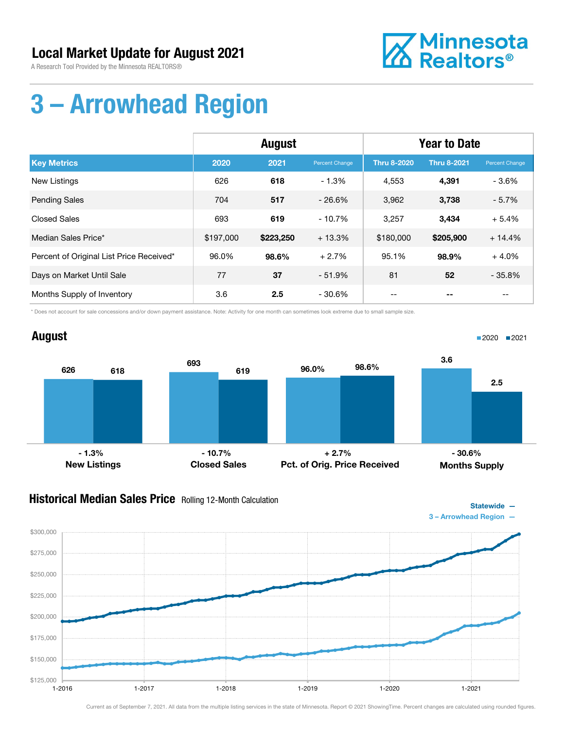# Local Market Update for August 2021

A Research Tool Provided by the Minnesota REALTORS®

# 3 – Arrowhead Region

| | August | | | Year to Date | | |
|---|---|---|---|---|---|---|
| **Key Metrics** | **2020** | **2021** | **Percent Change** | **Thru 8-2020** | **Thru 8-2021** | **Percent Change** |
| New Listings | 626 | **618** | - 1.3% | 4,553 | **4,391** | - 3.6% |
| Pending Sales | 704 | **517** | - 26.6% | 3,962 | **3,738** | - 5.7% |
| Closed Sales | 693 | **619** | - 10.7% | 3,257 | **3,434** | + 5.4% |
| Median Sales Price* | $197,000 | **$223,250** | + 13.3% | $180,000 | **$205,900** | + 14.4% |
| Percent of Original List Price Received* | 96.0% | **98.6%** | + 2.7% | 95.1% | **98.9%** | + 4.0% |
| Days on Market Until Sale | 77 | **37** | - 51.9% | 81 | **52** | - 35.8% |
| Months Supply of Inventory | 3.6 | **2.5** | - 30.6% | -- | **--** | -- |

\* Does not account for sale concessions and/or down payment assistance. Note: Activity for one month can sometimes look extreme due to small sample size.

## August

| | 2020 | 2021 | Change |
|---|---|---|---|
| New Listings | 626 | 618 | - 1.3% |
| Closed Sales | 693 | 619 | - 10.7% |
| Pct. of Orig. Price Received | 96.0% | 98.6% | + 2.7% |
| Months Supply | 3.6 | 2.5 | - 30.6% |

## Historical Median Sales Price Rolling 12-Month Calculation

Statewide —
3 – Arrowhead Region —

Current as of September 7, 2021. All data from the multiple listing services in the state of Minnesota. Report © 2021 ShowingTime. Percent changes are calculated using rounded figures.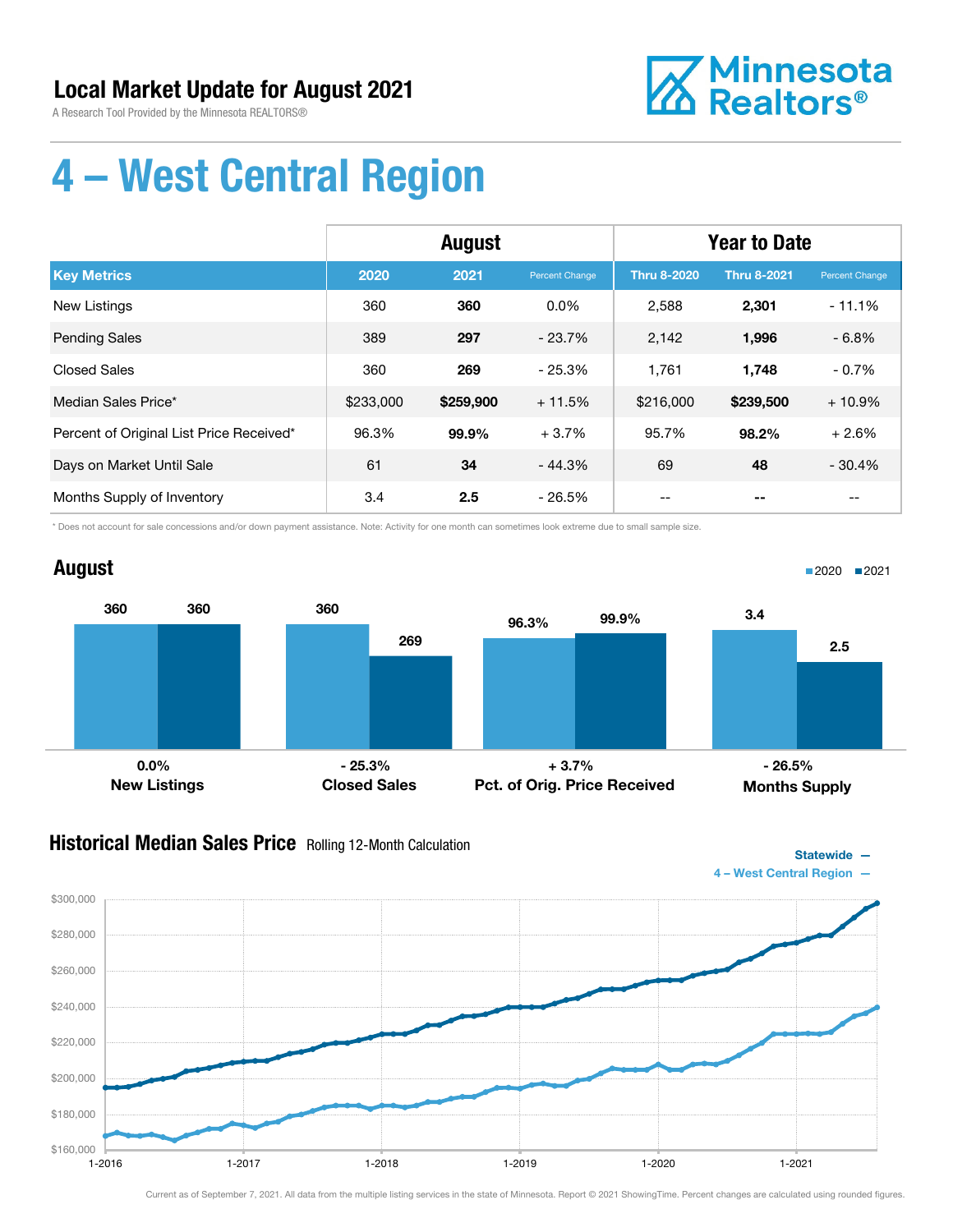# Local Market Update for August 2021

A Research Tool Provided by the Minnesota REALTORS®

# 4 – West Central Region

| | August | | | Year to Date | | |
|---|---|---|---|---|---|---|
| **Key Metrics** | **2020** | **2021** | **Percent Change** | **Thru 8-2020** | **Thru 8-2021** | **Percent Change** |
| New Listings | 360 | **360** | 0.0% | 2,588 | **2,301** | - 11.1% |
| Pending Sales | 389 | **297** | - 23.7% | 2,142 | **1,996** | - 6.8% |
| Closed Sales | 360 | **269** | - 25.3% | 1,761 | **1,748** | - 0.7% |
| Median Sales Price* | $233,000 | **$259,900** | + 11.5% | $216,000 | **$239,500** | + 10.9% |
| Percent of Original List Price Received* | 96.3% | **99.9%** | + 3.7% | 95.7% | **98.2%** | + 2.6% |
| Days on Market Until Sale | 61 | **34** | - 44.3% | 69 | **48** | - 30.4% |
| Months Supply of Inventory | 3.4 | **2.5** | - 26.5% | -- | **--** | -- |

\* Does not account for sale concessions and/or down payment assistance. Note: Activity for one month can sometimes look extreme due to small sample size.

## August

| | 2020 | 2021 | Change |
|---|---|---|---|
| New Listings | 360 | 360 | 0.0% |
| Closed Sales | 360 | 269 | - 25.3% |
| Pct. of Orig. Price Received | 96.3% | 99.9% | + 3.7% |
| Months Supply | 3.4 | 2.5 | - 26.5% |

## Historical Median Sales Price Rolling 12-Month Calculation

Statewide —
4 – West Central Region —

Current as of September 7, 2021. All data from the multiple listing services in the state of Minnesota. Report © 2021 ShowingTime. Percent changes are calculated using rounded figures.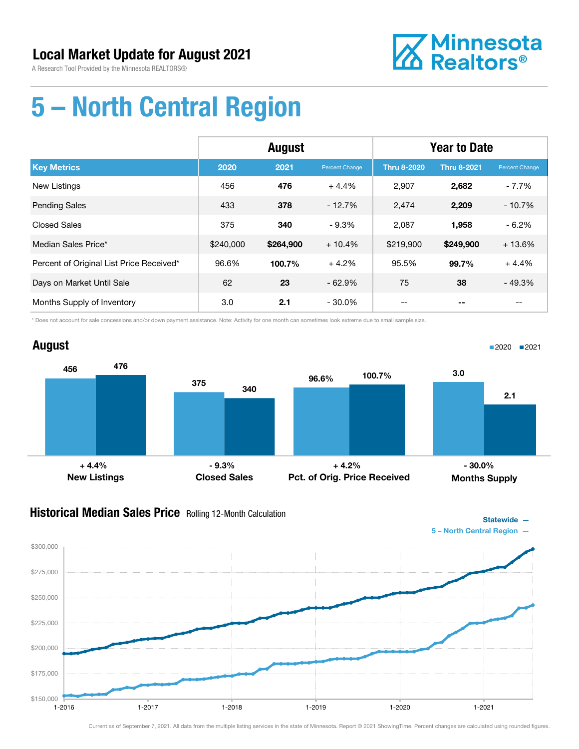# Local Market Update for August 2021

A Research Tool Provided by the Minnesota REALTORS®

Minnesota Realtors®

# 5 – North Central Region

| | August | | | Year to Date | | |
|---|---|---|---|---|---|---|
| **Key Metrics** | **2020** | **2021** | **Percent Change** | **Thru 8-2020** | **Thru 8-2021** | **Percent Change** |
| New Listings | 456 | **476** | + 4.4% | 2,907 | **2,682** | - 7.7% |
| Pending Sales | 433 | **378** | - 12.7% | 2,474 | **2,209** | - 10.7% |
| Closed Sales | 375 | **340** | - 9.3% | 2,087 | **1,958** | - 6.2% |
| Median Sales Price* | $240,000 | **$264,900** | + 10.4% | $219,900 | **$249,900** | + 13.6% |
| Percent of Original List Price Received* | 96.6% | **100.7%** | + 4.2% | 95.5% | **99.7%** | + 4.4% |
| Days on Market Until Sale | 62 | **23** | - 62.9% | 75 | **38** | - 49.3% |
| Months Supply of Inventory | 3.0 | **2.1** | - 30.0% | -- | **--** | -- |

\* Does not account for sale concessions and/or down payment assistance. Note: Activity for one month can sometimes look extreme due to small sample size.

## August

■2020 ■2021

| | 2020 | 2021 | Change |
|---|---|---|---|
| New Listings | 456 | 476 | + 4.4% |
| Closed Sales | 375 | 340 | - 9.3% |
| Pct. of Orig. Price Received | 96.6% | 100.7% | + 4.2% |
| Months Supply | 3.0 | 2.1 | - 30.0% |

## Historical Median Sales Price Rolling 12-Month Calculation

Statewide —
5 – North Central Region —

Current as of September 7, 2021. All data from the multiple listing services in the state of Minnesota. Report © 2021 ShowingTime. Percent changes are calculated using rounded figures.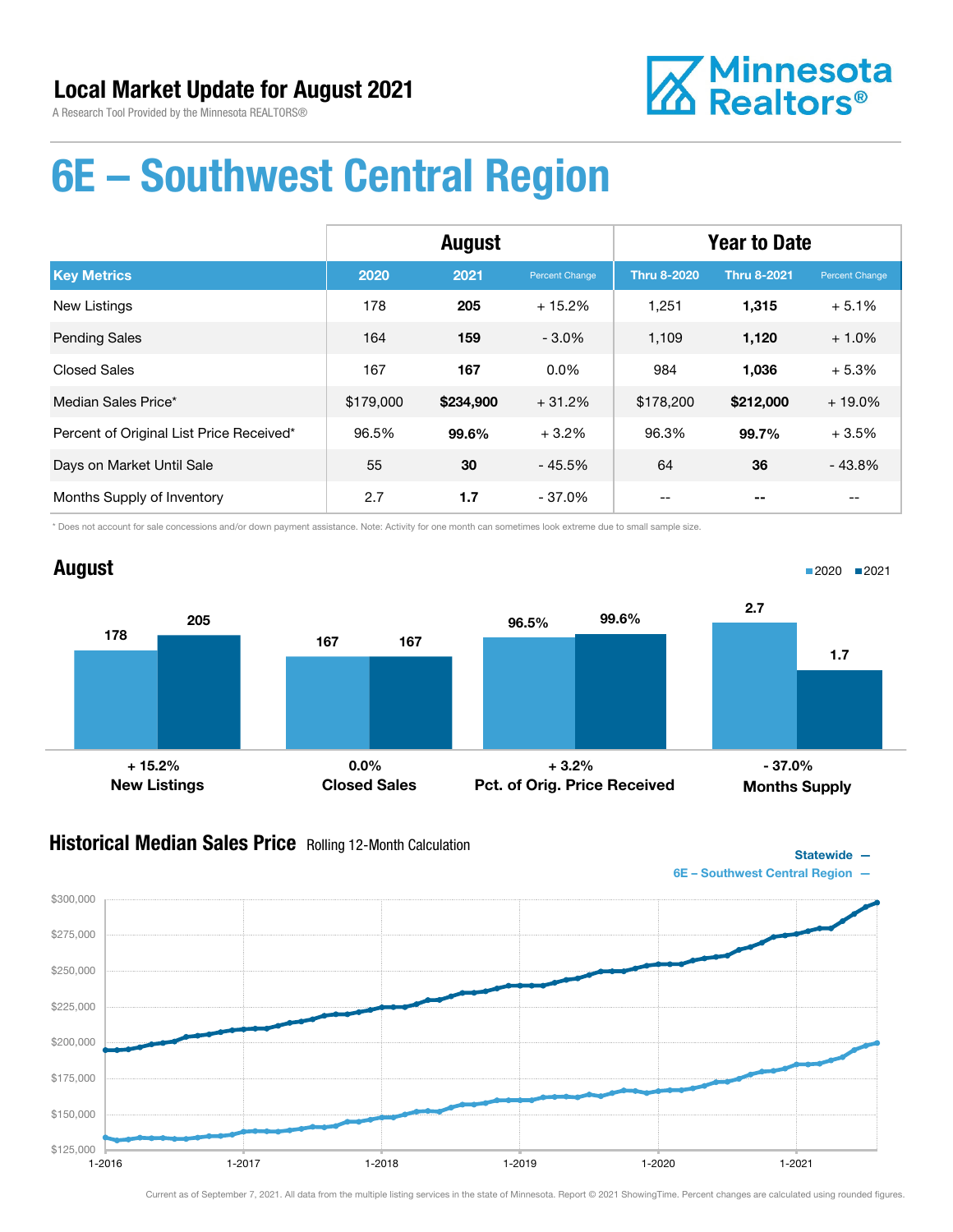# Local Market Update for August 2021

A Research Tool Provided by the Minnesota REALTORS®

Minnesota Realtors®

# 6E – Southwest Central Region

| | August | | | Year to Date | | |
|---|---|---|---|---|---|---|
| **Key Metrics** | **2020** | **2021** | **Percent Change** | **Thru 8-2020** | **Thru 8-2021** | **Percent Change** |
| New Listings | 178 | **205** | + 15.2% | 1,251 | **1,315** | + 5.1% |
| Pending Sales | 164 | **159** | - 3.0% | 1,109 | **1,120** | + 1.0% |
| Closed Sales | 167 | **167** | 0.0% | 984 | **1,036** | + 5.3% |
| Median Sales Price* | $179,000 | **$234,900** | + 31.2% | $178,200 | **$212,000** | + 19.0% |
| Percent of Original List Price Received* | 96.5% | **99.6%** | + 3.2% | 96.3% | **99.7%** | + 3.5% |
| Days on Market Until Sale | 55 | **30** | - 45.5% | 64 | **36** | - 43.8% |
| Months Supply of Inventory | 2.7 | **1.7** | - 37.0% | -- | **--** | -- |

\* Does not account for sale concessions and/or down payment assistance. Note: Activity for one month can sometimes look extreme due to small sample size.

## August

| | 2020 | 2021 | Change |
|---|---|---|---|
| New Listings | 178 | 205 | + 15.2% |
| Closed Sales | 167 | 167 | 0.0% |
| Pct. of Orig. Price Received | 96.5% | 99.6% | + 3.2% |
| Months Supply | 2.7 | 1.7 | - 37.0% |

## Historical Median Sales Price Rolling 12-Month Calculation

Statewide —
6E – Southwest Central Region —

Current as of September 7, 2021. All data from the multiple listing services in the state of Minnesota. Report © 2021 ShowingTime. Percent changes are calculated using rounded figures.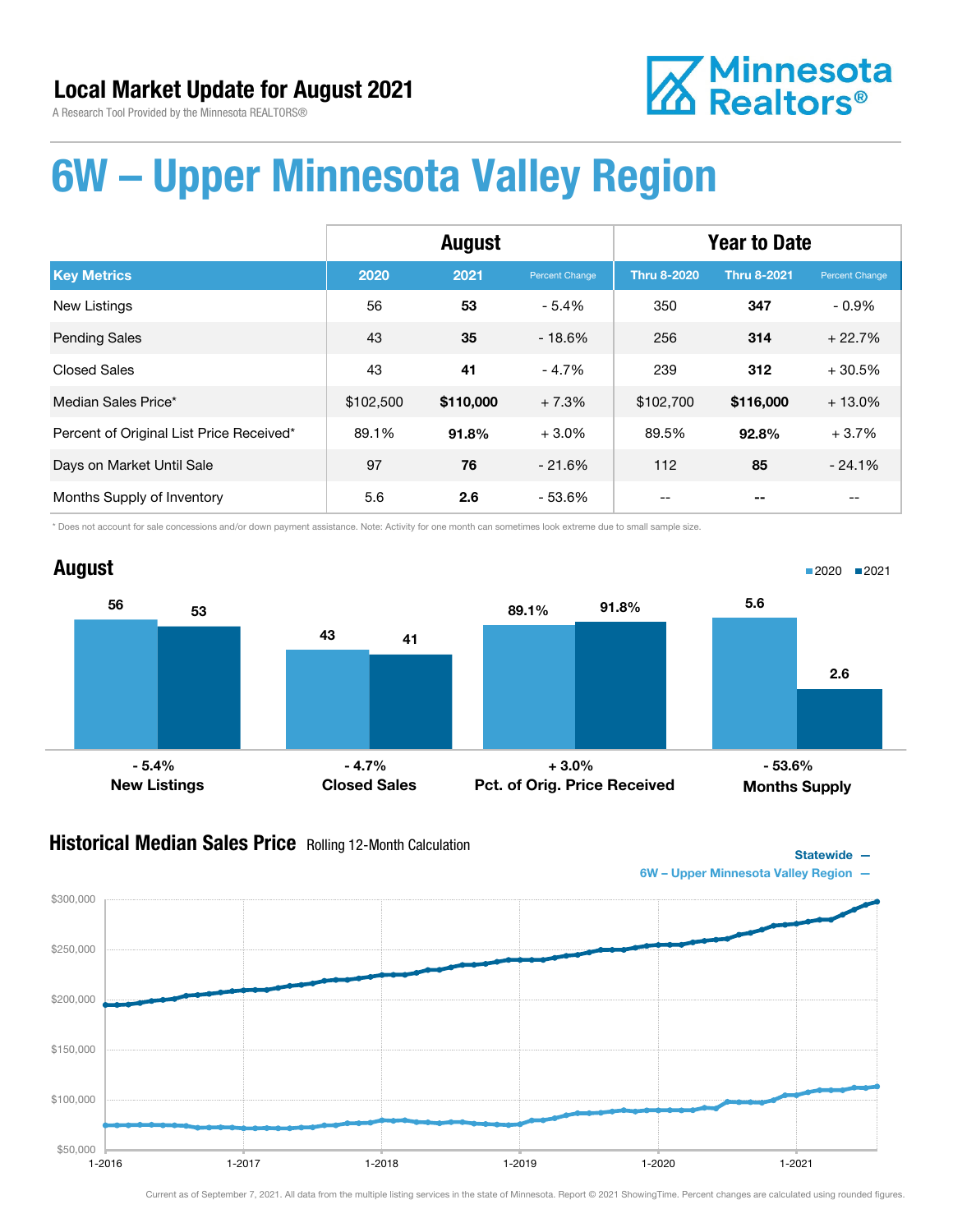## Local Market Update for August 2021

A Research Tool Provided by the Minnesota REALTORS®

Minnesota Realtors®

# 6W – Upper Minnesota Valley Region

| | August | | | Year to Date | | |
|---|---|---|---|---|---|---|
| **Key Metrics** | **2020** | **2021** | **Percent Change** | **Thru 8-2020** | **Thru 8-2021** | **Percent Change** |
| New Listings | 56 | **53** | - 5.4% | 350 | **347** | - 0.9% |
| Pending Sales | 43 | **35** | - 18.6% | 256 | **314** | + 22.7% |
| Closed Sales | 43 | **41** | - 4.7% | 239 | **312** | + 30.5% |
| Median Sales Price* | $102,500 | **$110,000** | + 7.3% | $102,700 | **$116,000** | + 13.0% |
| Percent of Original List Price Received* | 89.1% | **91.8%** | + 3.0% | 89.5% | **92.8%** | + 3.7% |
| Days on Market Until Sale | 97 | **76** | - 21.6% | 112 | **85** | - 24.1% |
| Months Supply of Inventory | 5.6 | **2.6** | - 53.6% | -- | **--** | -- |

\* Does not account for sale concessions and/or down payment assistance. Note: Activity for one month can sometimes look extreme due to small sample size.

## August

■2020 ■2021

| | 2020 | 2021 | Change |
|---|---|---|---|
| New Listings | 56 | 53 | - 5.4% |
| Closed Sales | 43 | 41 | - 4.7% |
| Pct. of Orig. Price Received | 89.1% | 91.8% | + 3.0% |
| Months Supply | 5.6 | 2.6 | - 53.6% |

## Historical Median Sales Price
Rolling 12-Month Calculation

Statewide —
6W – Upper Minnesota Valley Region —

$300,000, $250,000, $200,000, $150,000, $100,000, $50,000

1-2016, 1-2017, 1-2018, 1-2019, 1-2020, 1-2021

Current as of September 7, 2021. All data from the multiple listing services in the state of Minnesota. Report © 2021 ShowingTime. Percent changes are calculated using rounded figures.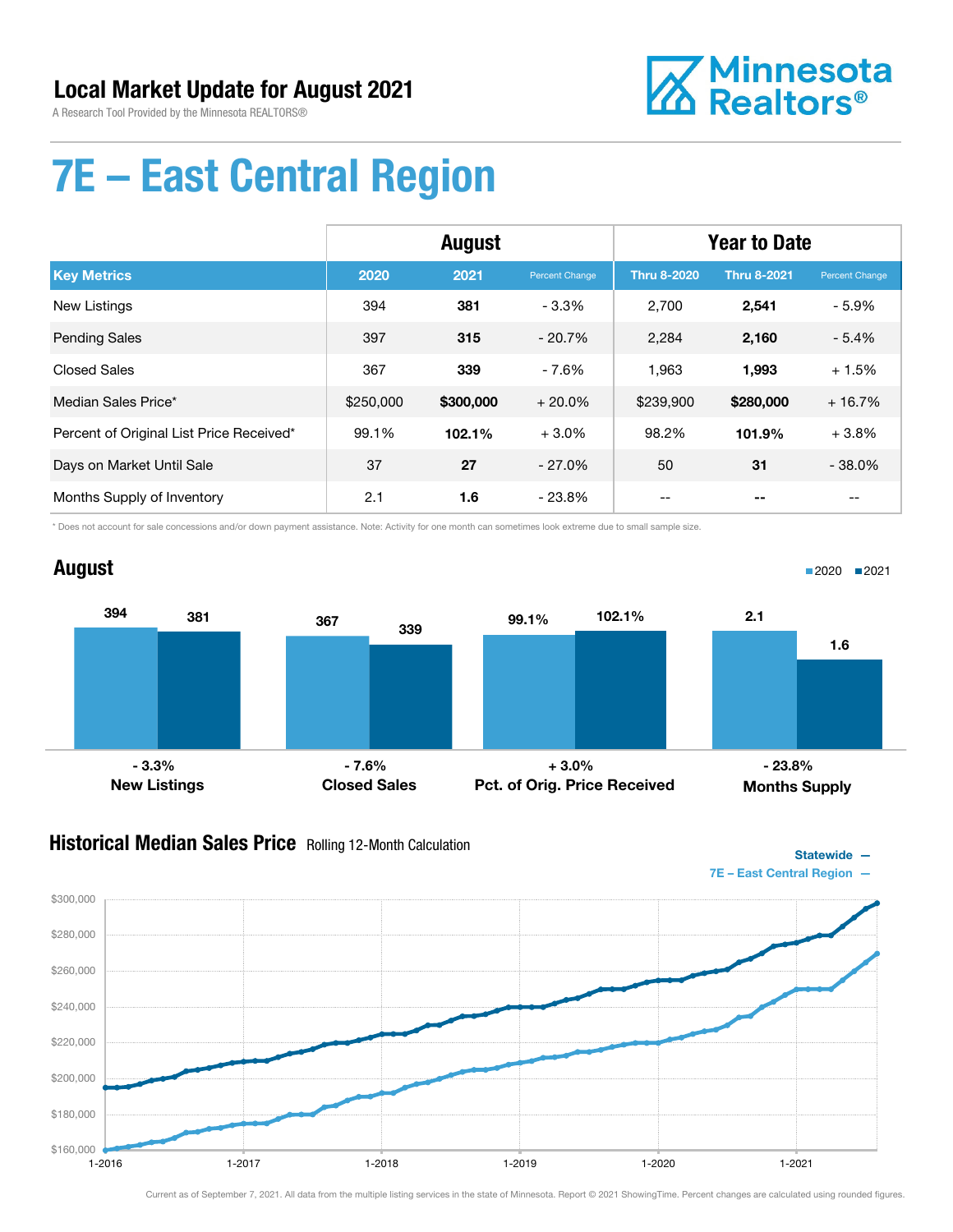# Local Market Update for August 2021

A Research Tool Provided by the Minnesota REALTORS®

Minnesota Realtors®

# 7E – East Central Region

| | August | | | Year to Date | | |
|---|---|---|---|---|---|---|
| **Key Metrics** | **2020** | **2021** | **Percent Change** | **Thru 8-2020** | **Thru 8-2021** | **Percent Change** |
| New Listings | 394 | **381** | - 3.3% | 2,700 | **2,541** | - 5.9% |
| Pending Sales | 397 | **315** | - 20.7% | 2,284 | **2,160** | - 5.4% |
| Closed Sales | 367 | **339** | - 7.6% | 1,963 | **1,993** | + 1.5% |
| Median Sales Price* | $250,000 | **$300,000** | + 20.0% | $239,900 | **$280,000** | + 16.7% |
| Percent of Original List Price Received* | 99.1% | **102.1%** | + 3.0% | 98.2% | **101.9%** | + 3.8% |
| Days on Market Until Sale | 37 | **27** | - 27.0% | 50 | **31** | - 38.0% |
| Months Supply of Inventory | 2.1 | **1.6** | - 23.8% | -- | **--** | -- |

\* Does not account for sale concessions and/or down payment assistance. Note: Activity for one month can sometimes look extreme due to small sample size.

## August

| | 2020 | 2021 | Change |
|---|---|---|---|
| New Listings | 394 | 381 | - 3.3% |
| Closed Sales | 367 | 339 | - 7.6% |
| Pct. of Orig. Price Received | 99.1% | 102.1% | + 3.0% |
| Months Supply | 2.1 | 1.6 | - 23.8% |

## Historical Median Sales Price
Rolling 12-Month Calculation

Statewide —
7E – East Central Region —

Current as of September 7, 2021. All data from the multiple listing services in the state of Minnesota. Report © 2021 ShowingTime. Percent changes are calculated using rounded figures.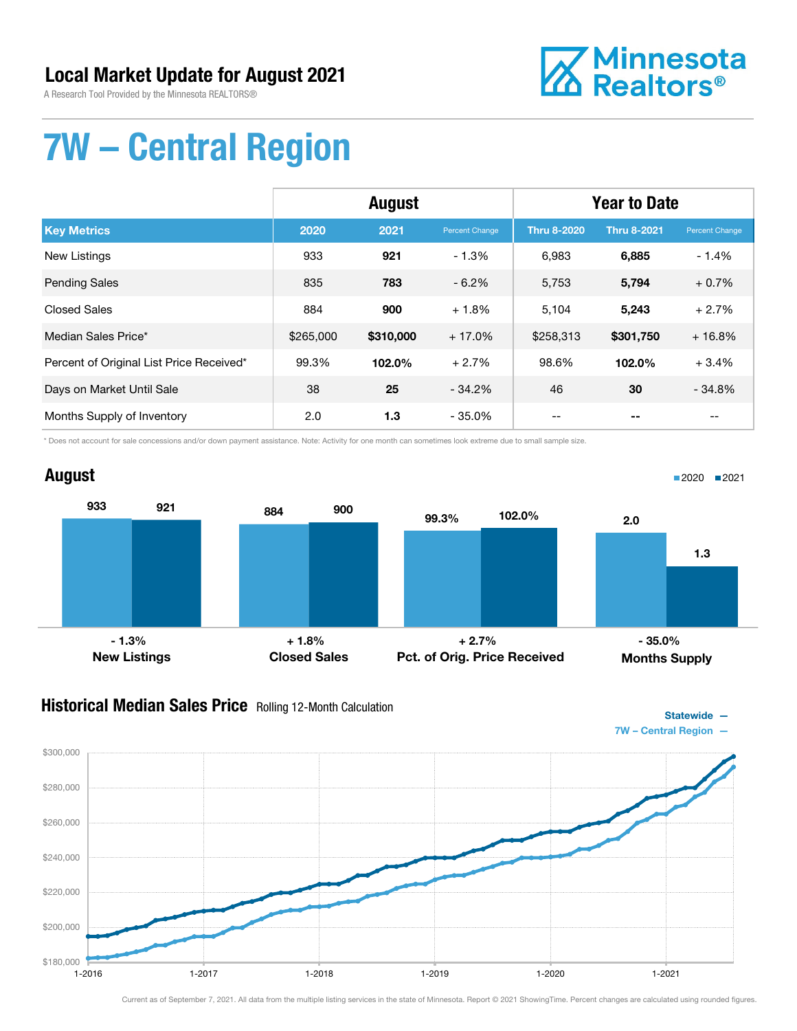# Local Market Update for August 2021

A Research Tool Provided by the Minnesota REALTORS®

Minnesota Realtors®

# 7W – Central Region

| | August | | | Year to Date | | |
|---|---|---|---|---|---|---|
| **Key Metrics** | **2020** | **2021** | **Percent Change** | **Thru 8-2020** | **Thru 8-2021** | **Percent Change** |
| New Listings | 933 | **921** | - 1.3% | 6,983 | **6,885** | - 1.4% |
| Pending Sales | 835 | **783** | - 6.2% | 5,753 | **5,794** | + 0.7% |
| Closed Sales | 884 | **900** | + 1.8% | 5,104 | **5,243** | + 2.7% |
| Median Sales Price* | $265,000 | **$310,000** | + 17.0% | $258,313 | **$301,750** | + 16.8% |
| Percent of Original List Price Received* | 99.3% | **102.0%** | + 2.7% | 98.6% | **102.0%** | + 3.4% |
| Days on Market Until Sale | 38 | **25** | - 34.2% | 46 | **30** | - 34.8% |
| Months Supply of Inventory | 2.0 | **1.3** | - 35.0% | -- | **--** | -- |

\* Does not account for sale concessions and/or down payment assistance. Note: Activity for one month can sometimes look extreme due to small sample size.

## August

| | 2020 | 2021 | Change |
|---|---|---|---|
| New Listings | 933 | 921 | - 1.3% |
| Closed Sales | 884 | 900 | + 1.8% |
| Pct. of Orig. Price Received | 99.3% | 102.0% | + 2.7% |
| Months Supply | 2.0 | 1.3 | - 35.0% |

## Historical Median Sales Price Rolling 12-Month Calculation

Statewide —
7W – Central Region —

Current as of September 7, 2021. All data from the multiple listing services in the state of Minnesota. Report © 2021 ShowingTime. Percent changes are calculated using rounded figures.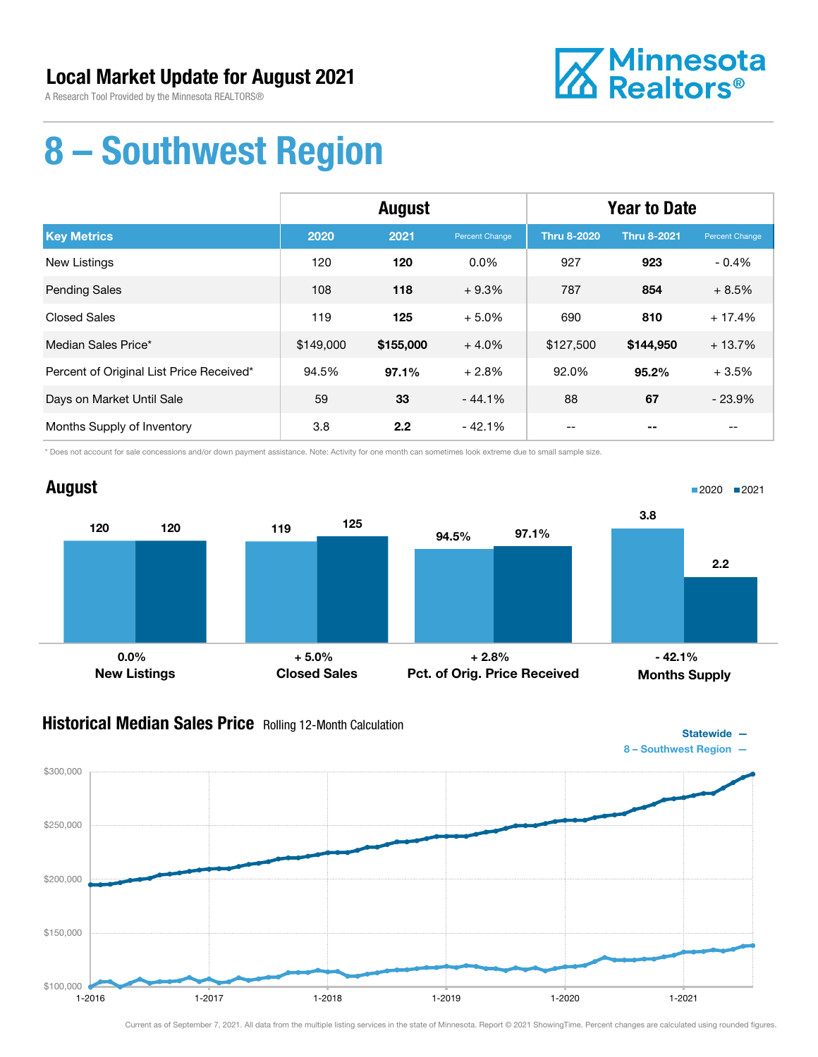# Local Market Update for August 2021

A Research Tool Provided by the Minnesota REALTORS®

# 8 – Southwest Region

| | August | | | Year to Date | | |
|---|---|---|---|---|---|---|
| **Key Metrics** | **2020** | **2021** | **Percent Change** | **Thru 8-2020** | **Thru 8-2021** | **Percent Change** |
| New Listings | 120 | **120** | 0.0% | 927 | **923** | - 0.4% |
| Pending Sales | 108 | **118** | + 9.3% | 787 | **854** | + 8.5% |
| Closed Sales | 119 | **125** | + 5.0% | 690 | **810** | + 17.4% |
| Median Sales Price* | $149,000 | **$155,000** | + 4.0% | $127,500 | **$144,950** | + 13.7% |
| Percent of Original List Price Received* | 94.5% | **97.1%** | + 2.8% | 92.0% | **95.2%** | + 3.5% |
| Days on Market Until Sale | 59 | **33** | - 44.1% | 88 | **67** | - 23.9% |
| Months Supply of Inventory | 3.8 | **2.2** | - 42.1% | -- | **--** | -- |

* Does not account for sale concessions and/or down payment assistance. Note: Activity for one month can sometimes look extreme due to small sample size.

## August

| | 2020 | 2021 | Change |
|---|---|---|---|
| New Listings | 120 | 120 | 0.0% |
| Closed Sales | 119 | 125 | + 5.0% |
| Pct. of Orig. Price Received | 94.5% | 97.1% | + 2.8% |
| Months Supply | 3.8 | 2.2 | - 42.1% |

## Historical Median Sales Price
Rolling 12-Month Calculation

Statewide —
8 – Southwest Region —

Current as of September 7, 2021. All data from the multiple listing services in the state of Minnesota. Report © 2021 ShowingTime. Percent changes are calculated using rounded figures.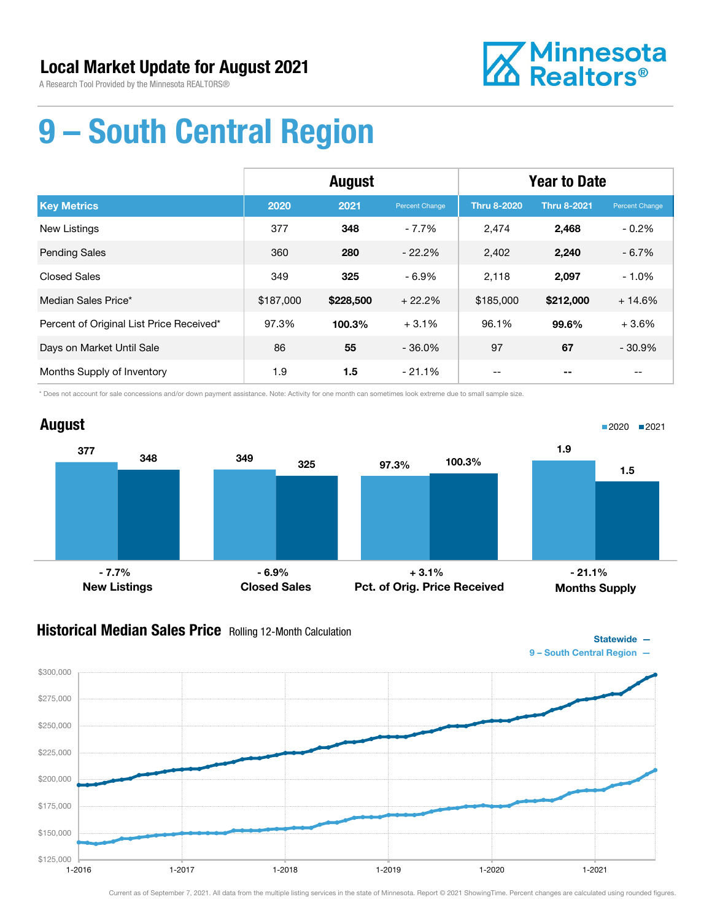# Local Market Update for August 2021

A Research Tool Provided by the Minnesota REALTORS®

Minnesota Realtors®

# 9 – South Central Region

| | August | | | Year to Date | | |
|---|---|---|---|---|---|---|
| **Key Metrics** | **2020** | **2021** | **Percent Change** | **Thru 8-2020** | **Thru 8-2021** | **Percent Change** |
| New Listings | 377 | **348** | - 7.7% | 2,474 | **2,468** | - 0.2% |
| Pending Sales | 360 | **280** | - 22.2% | 2,402 | **2,240** | - 6.7% |
| Closed Sales | 349 | **325** | - 6.9% | 2,118 | **2,097** | - 1.0% |
| Median Sales Price* | $187,000 | **$228,500** | + 22.2% | $185,000 | **$212,000** | + 14.6% |
| Percent of Original List Price Received* | 97.3% | **100.3%** | + 3.1% | 96.1% | **99.6%** | + 3.6% |
| Days on Market Until Sale | 86 | **55** | - 36.0% | 97 | **67** | - 30.9% |
| Months Supply of Inventory | 1.9 | **1.5** | - 21.1% | -- | **--** | -- |

\* Does not account for sale concessions and/or down payment assistance. Note: Activity for one month can sometimes look extreme due to small sample size.

## August

| | 2020 | 2021 | Change |
|---|---|---|---|
| New Listings | 377 | 348 | - 7.7% |
| Closed Sales | 349 | 325 | - 6.9% |
| Pct. of Orig. Price Received | 97.3% | 100.3% | + 3.1% |
| Months Supply | 1.9 | 1.5 | - 21.1% |

## Historical Median Sales Price Rolling 12-Month Calculation

Statewide —
9 – South Central Region —

Current as of September 7, 2021. All data from the multiple listing services in the state of Minnesota. Report © 2021 ShowingTime. Percent changes are calculated using rounded figures.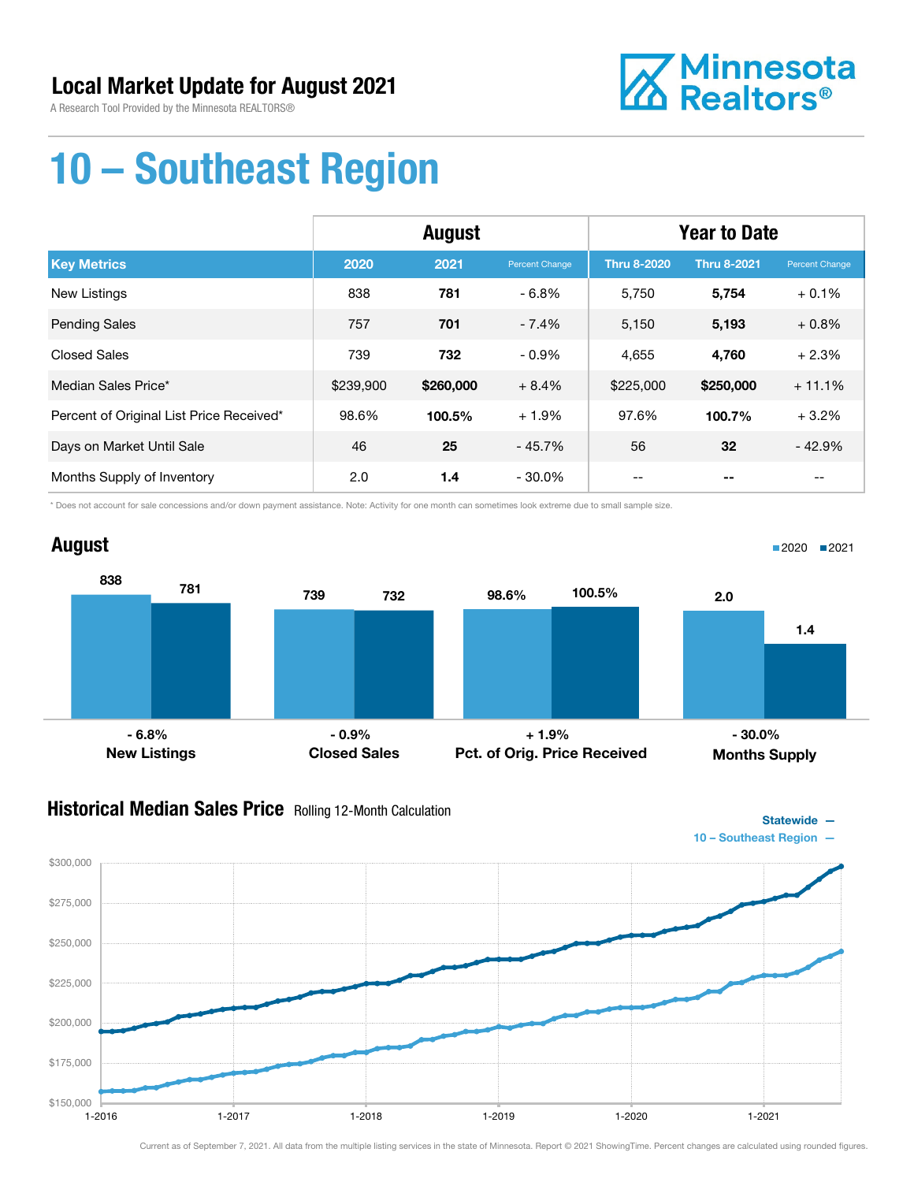# Local Market Update for August 2021

A Research Tool Provided by the Minnesota REALTORS®

Minnesota Realtors®

# 10 – Southeast Region

| | August | | | Year to Date | | |
|---|---|---|---|---|---|---|
| **Key Metrics** | **2020** | **2021** | Percent Change | **Thru 8-2020** | **Thru 8-2021** | Percent Change |
| New Listings | 838 | **781** | - 6.8% | 5,750 | **5,754** | + 0.1% |
| Pending Sales | 757 | **701** | - 7.4% | 5,150 | **5,193** | + 0.8% |
| Closed Sales | 739 | **732** | - 0.9% | 4,655 | **4,760** | + 2.3% |
| Median Sales Price* | $239,900 | **$260,000** | + 8.4% | $225,000 | **$250,000** | + 11.1% |
| Percent of Original List Price Received* | 98.6% | **100.5%** | + 1.9% | 97.6% | **100.7%** | + 3.2% |
| Days on Market Until Sale | 46 | **25** | - 45.7% | 56 | **32** | - 42.9% |
| Months Supply of Inventory | 2.0 | **1.4** | - 30.0% | -- | **--** | -- |

\* Does not account for sale concessions and/or down payment assistance. Note: Activity for one month can sometimes look extreme due to small sample size.

## August

| | 2020 | 2021 | Change |
|---|---|---|---|
| New Listings | 838 | 781 | - 6.8% |
| Closed Sales | 739 | 732 | - 0.9% |
| Pct. of Orig. Price Received | 98.6% | 100.5% | + 1.9% |
| Months Supply | 2.0 | 1.4 | - 30.0% |

## Historical Median Sales Price Rolling 12-Month Calculation

Statewide —
10 – Southeast Region —

Current as of September 7, 2021. All data from the multiple listing services in the state of Minnesota. Report © 2021 ShowingTime. Percent changes are calculated using rounded figures.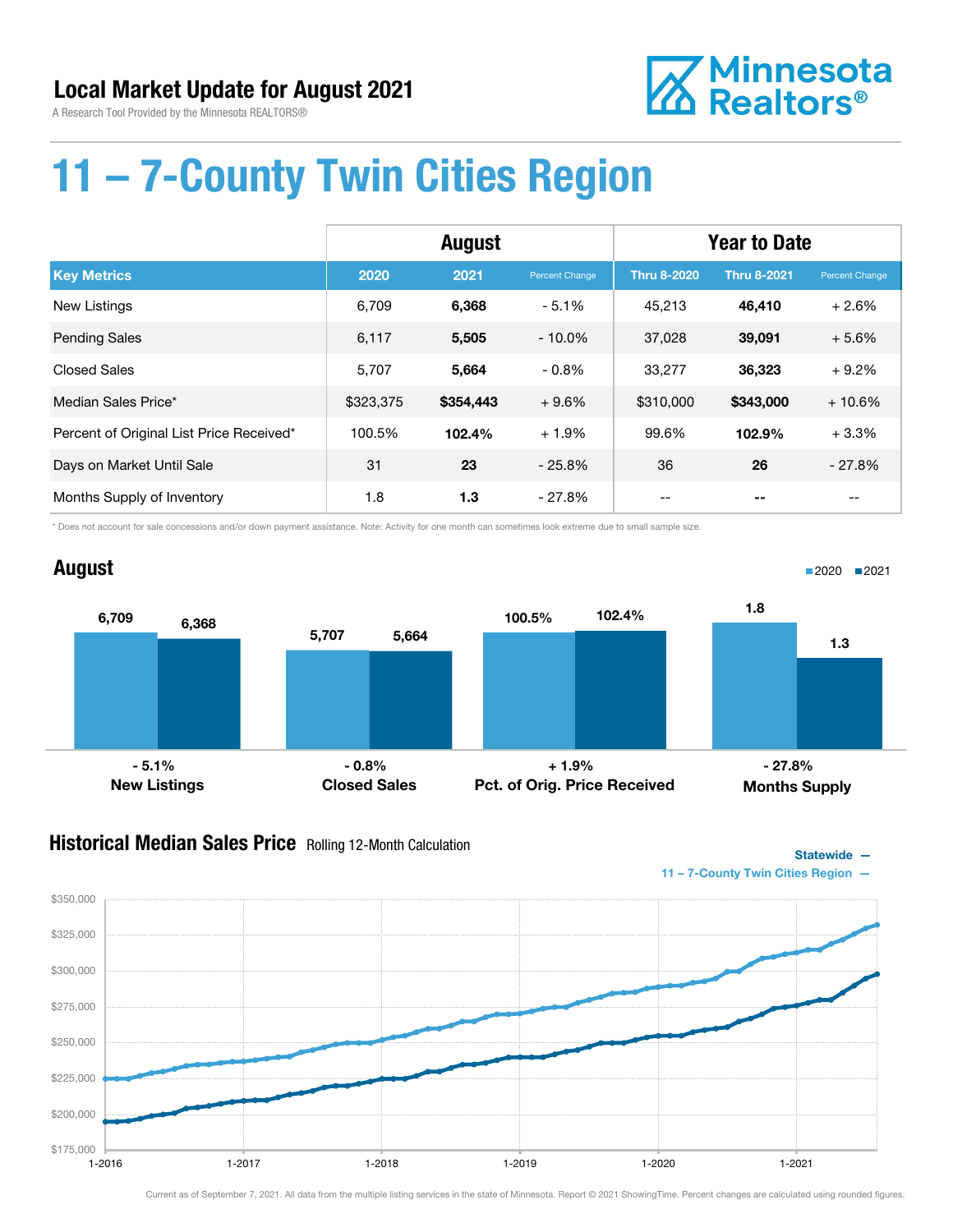# Local Market Update for August 2021

A Research Tool Provided by the Minnesota REALTORS®

Minnesota Realtors®

# 11 – 7-County Twin Cities Region

| | August | | | Year to Date | | |
|---|---|---|---|---|---|---|
| **Key Metrics** | **2020** | **2021** | **Percent Change** | **Thru 8-2020** | **Thru 8-2021** | **Percent Change** |
| New Listings | 6,709 | **6,368** | - 5.1% | 45,213 | **46,410** | + 2.6% |
| Pending Sales | 6,117 | **5,505** | - 10.0% | 37,028 | **39,091** | + 5.6% |
| Closed Sales | 5,707 | **5,664** | - 0.8% | 33,277 | **36,323** | + 9.2% |
| Median Sales Price* | $323,375 | **$354,443** | + 9.6% | $310,000 | **$343,000** | + 10.6% |
| Percent of Original List Price Received* | 100.5% | **102.4%** | + 1.9% | 99.6% | **102.9%** | + 3.3% |
| Days on Market Until Sale | 31 | **23** | - 25.8% | 36 | **26** | - 27.8% |
| Months Supply of Inventory | 1.8 | **1.3** | - 27.8% | -- | **--** | -- |

\* Does not account for sale concessions and/or down payment assistance. Note: Activity for one month can sometimes look extreme due to small sample size.

## August

2020 2021

6,709 6,368
- 5.1%
**New Listings**

5,707 5,664
- 0.8%
**Closed Sales**

100.5% 102.4%
+ 1.9%
**Pct. of Orig. Price Received**

1.8 1.3
- 27.8%
**Months Supply**

## Historical Median Sales Price Rolling 12-Month Calculation

Statewide —
11 – 7-County Twin Cities Region —

$350,000
$325,000
$300,000
$275,000
$250,000
$225,000
$200,000
$175,000

1-2016 1-2017 1-2018 1-2019 1-2020 1-2021

Current as of September 7, 2021. All data from the multiple listing services in the state of Minnesota. Report © 2021 ShowingTime. Percent changes are calculated using rounded figures.